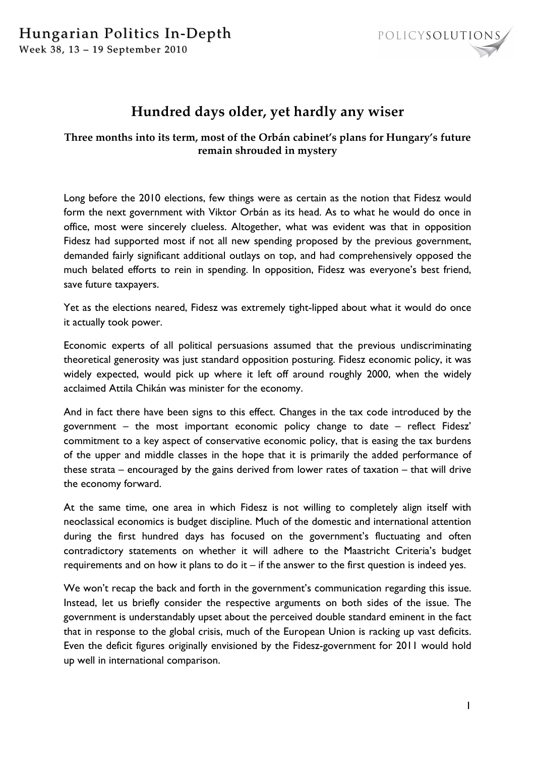# Hundred days older, yet hardly any wiser

**Three months into its term, most of the Orbán cabinet's plans for Hungary's future remain shrouded in mystery**

Long before the 2010 elections, few things were as certain as the notion that Fidesz would form the next government with Viktor Orbán as its head. As to what he would do once in office, most were sincerely clueless. Altogether, what was evident was that in opposition Fidesz had supported most if not all new spending proposed by the previous government, demanded fairly significant additional outlays on top, and had comprehensively opposed the much belated efforts to rein in spending. In opposition, Fidesz was everyone's best friend, save future taxpayers.

Yet as the elections neared, Fidesz was extremely tight-lipped about what it would do once it actually took power.

Economic experts of all political persuasions assumed that the previous undiscriminating theoretical generosity was just standard opposition posturing. Fidesz economic policy, it was widely expected, would pick up where it left off around roughly 2000, when the widely acclaimed Attila Chikán was minister for the economy.

And in fact there have been signs to this effect. Changes in the tax code introduced by the government – the most important economic policy change to date – reflect Fidesz' commitment to a key aspect of conservative economic policy, that is easing the tax burdens of the upper and middle classes in the hope that it is primarily the added performance of these strata – encouraged by the gains derived from lower rates of taxation – that will drive the economy forward.

At the same time, one area in which Fidesz is not willing to completely align itself with neoclassical economics is budget discipline. Much of the domestic and international attention during the first hundred days has focused on the government's fluctuating and often contradictory statements on whether it will adhere to the Maastricht Criteria's budget requirements and on how it plans to do it – if the answer to the first question is indeed yes.

We won't recap the back and forth in the government's communication regarding this issue. Instead, let us briefly consider the respective arguments on both sides of the issue. The government is understandably upset about the perceived double standard eminent in the fact that in response to the global crisis, much of the European Union is racking up vast deficits. Even the deficit figures originally envisioned by the Fidesz-government for 2011 would hold up well in international comparison.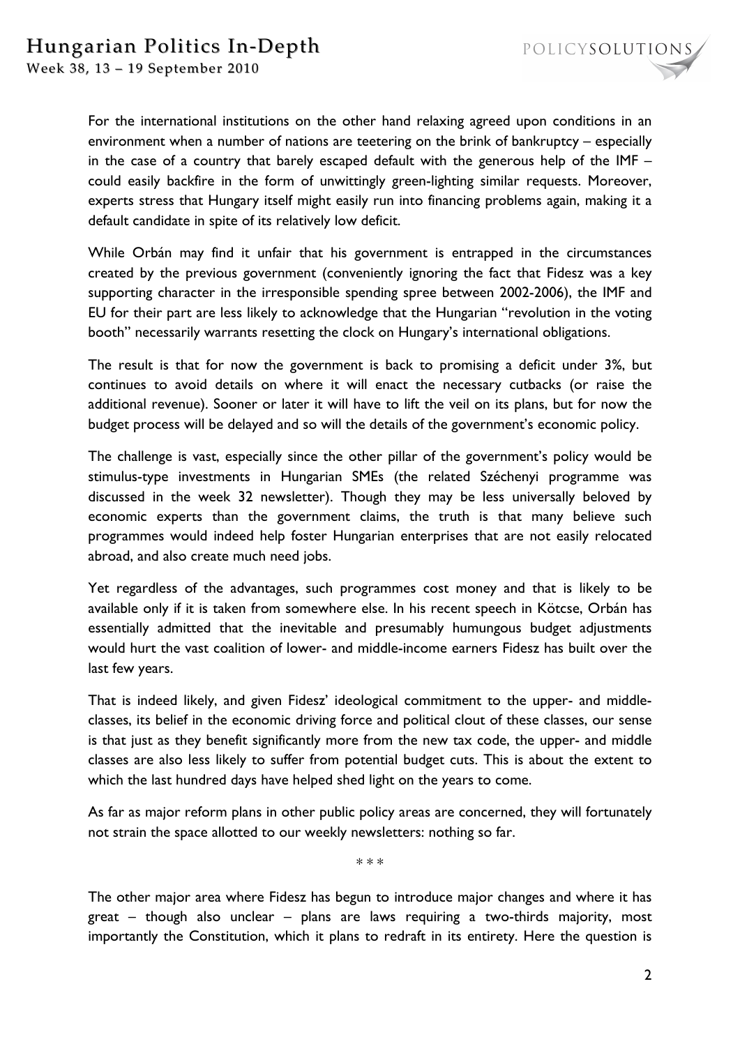For the international institutions on the other hand relaxing agreed upon conditions in an environment when a number of nations are teetering on the brink of bankruptcy – especially in the case of a country that barely escaped default with the generous help of the IMF – could easily backfire in the form of unwittingly green-lighting similar requests. Moreover, experts stress that Hungary itself might easily run into financing problems again, making it a default candidate in spite of its relatively low deficit.

While Orbán may find it unfair that his government is entrapped in the circumstances created by the previous government (conveniently ignoring the fact that Fidesz was a key supporting character in the irresponsible spending spree between 2002-2006), the IMF and EU for their part are less likely to acknowledge that the Hungarian "revolution in the voting booth" necessarily warrants resetting the clock on Hungary's international obligations.

The result is that for now the government is back to promising a deficit under 3%, but continues to avoid details on where it will enact the necessary cutbacks (or raise the additional revenue). Sooner or later it will have to lift the veil on its plans, but for now the budget process will be delayed and so will the details of the government's economic policy.

The challenge is vast, especially since the other pillar of the government's policy would be stimulus-type investments in Hungarian SMEs (the related Széchenyi programme was discussed in the week 32 newsletter). Though they may be less universally beloved by economic experts than the government claims, the truth is that many believe such programmes would indeed help foster Hungarian enterprises that are not easily relocated abroad, and also create much need jobs.

Yet regardless of the advantages, such programmes cost money and that is likely to be available only if it is taken from somewhere else. In his recent speech in Kötcse, Orbán has essentially admitted that the inevitable and presumably humungous budget adjustments would hurt the vast coalition of lower- and middle-income earners Fidesz has built over the last few years.

That is indeed likely, and given Fidesz' ideological commitment to the upper- and middle-classes, its belief in the economic driving force and political clout of these classes, our sense is that just as they benefit significantly more from the new tax code, the upper- and middle classes are also less likely to suffer from potential budget cuts. This is about the extent to which the last hundred days have helped shed light on the years to come.

As far as major reform plans in other public policy areas are concerned, they will fortunately not strain the space allotted to our weekly newsletters: nothing so far.

\* \* \*

The other major area where Fidesz has begun to introduce major changes and where it has great – though also unclear – plans are laws requiring a two-thirds majority, most importantly the Constitution, which it plans to redraft in its entirety. Here the question is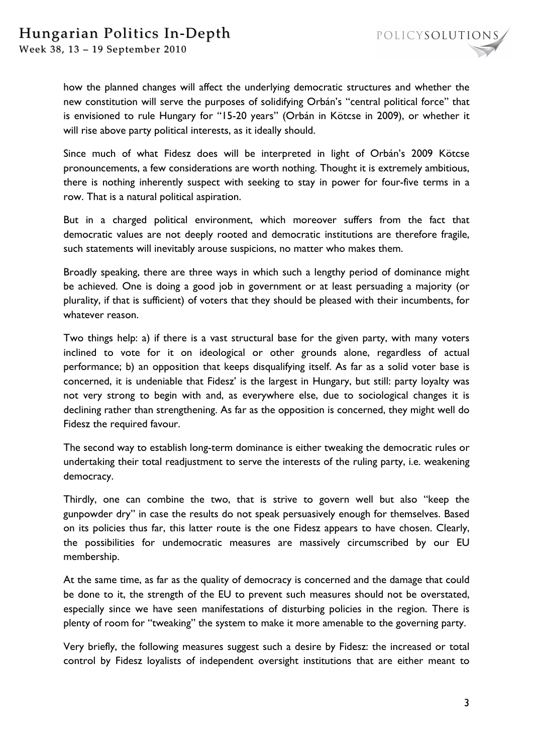how the planned changes will affect the underlying democratic structures and whether the new constitution will serve the purposes of solidifying Orbán's "central political force" that is envisioned to rule Hungary for "15-20 years" (Orbán in Kötcse in 2009), or whether it will rise above party political interests, as it ideally should.

Since much of what Fidesz does will be interpreted in light of Orbán's 2009 Kötcse pronouncements, a few considerations are worth nothing. Thought it is extremely ambitious, there is nothing inherently suspect with seeking to stay in power for four-five terms in a row. That is a natural political aspiration.

But in a charged political environment, which moreover suffers from the fact that democratic values are not deeply rooted and democratic institutions are therefore fragile, such statements will inevitably arouse suspicions, no matter who makes them.

Broadly speaking, there are three ways in which such a lengthy period of dominance might be achieved. One is doing a good job in government or at least persuading a majority (or plurality, if that is sufficient) of voters that they should be pleased with their incumbents, for whatever reason.

Two things help: a) if there is a vast structural base for the given party, with many voters inclined to vote for it on ideological or other grounds alone, regardless of actual performance; b) an opposition that keeps disqualifying itself. As far as a solid voter base is concerned, it is undeniable that Fidesz' is the largest in Hungary, but still: party loyalty was not very strong to begin with and, as everywhere else, due to sociological changes it is declining rather than strengthening. As far as the opposition is concerned, they might well do Fidesz the required favour.

The second way to establish long-term dominance is either tweaking the democratic rules or undertaking their total readjustment to serve the interests of the ruling party, i.e. weakening democracy.

Thirdly, one can combine the two, that is strive to govern well but also "keep the gunpowder dry" in case the results do not speak persuasively enough for themselves. Based on its policies thus far, this latter route is the one Fidesz appears to have chosen. Clearly, the possibilities for undemocratic measures are massively circumscribed by our EU membership.

At the same time, as far as the quality of democracy is concerned and the damage that could be done to it, the strength of the EU to prevent such measures should not be overstated, especially since we have seen manifestations of disturbing policies in the region. There is plenty of room for "tweaking" the system to make it more amenable to the governing party.

Very briefly, the following measures suggest such a desire by Fidesz: the increased or total control by Fidesz loyalists of independent oversight institutions that are either meant to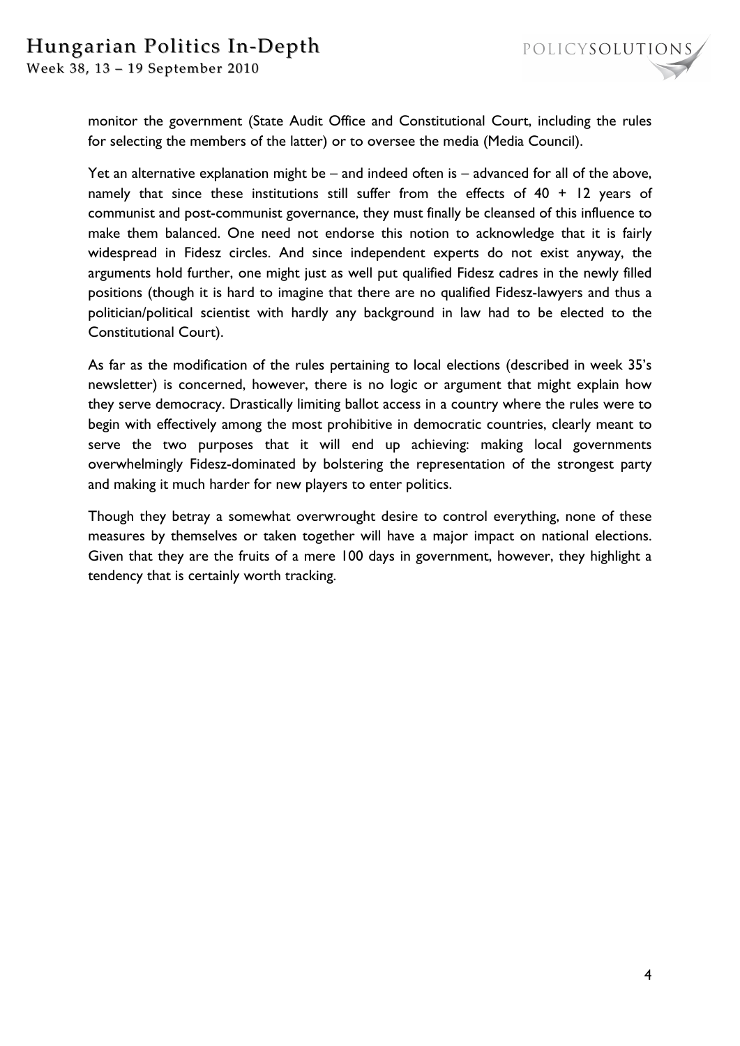monitor the government (State Audit Office and Constitutional Court, including the rules for selecting the members of the latter) or to oversee the media (Media Council).

Yet an alternative explanation might be – and indeed often is – advanced for all of the above, namely that since these institutions still suffer from the effects of 40 + 12 years of communist and post-communist governance, they must finally be cleansed of this influence to make them balanced. One need not endorse this notion to acknowledge that it is fairly widespread in Fidesz circles. And since independent experts do not exist anyway, the arguments hold further, one might just as well put qualified Fidesz cadres in the newly filled positions (though it is hard to imagine that there are no qualified Fidesz-lawyers and thus a politician/political scientist with hardly any background in law had to be elected to the Constitutional Court).

As far as the modification of the rules pertaining to local elections (described in week 35's newsletter) is concerned, however, there is no logic or argument that might explain how they serve democracy. Drastically limiting ballot access in a country where the rules were to begin with effectively among the most prohibitive in democratic countries, clearly meant to serve the two purposes that it will end up achieving: making local governments overwhelmingly Fidesz-dominated by bolstering the representation of the strongest party and making it much harder for new players to enter politics.

Though they betray a somewhat overwrought desire to control everything, none of these measures by themselves or taken together will have a major impact on national elections. Given that they are the fruits of a mere 100 days in government, however, they highlight a tendency that is certainly worth tracking.